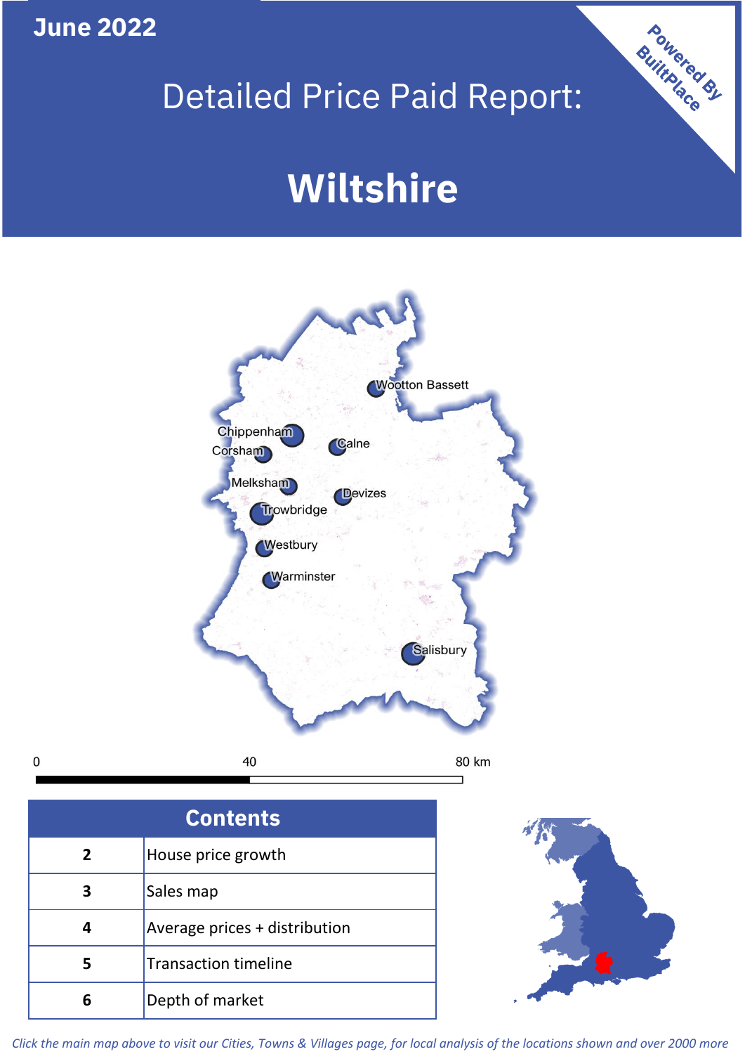June 2022

# Detailed Price Paid Report:

# Wiltshire

Powered By BuiltPlace

Wootton Bassett
Chippenham
Corsham
Calne
Melksham
Devizes
Trowbridge
Westbury
Warminster
Salisbury

0 40 80 km

| Contents | |
|---|---|
| 2 | House price growth |
| 3 | Sales map |
| 4 | Average prices + distribution |
| 5 | Transaction timeline |
| 6 | Depth of market |

*Click the main map above to visit our Cities, Towns & Villages page, for local analysis of the locations shown and over 2000 more*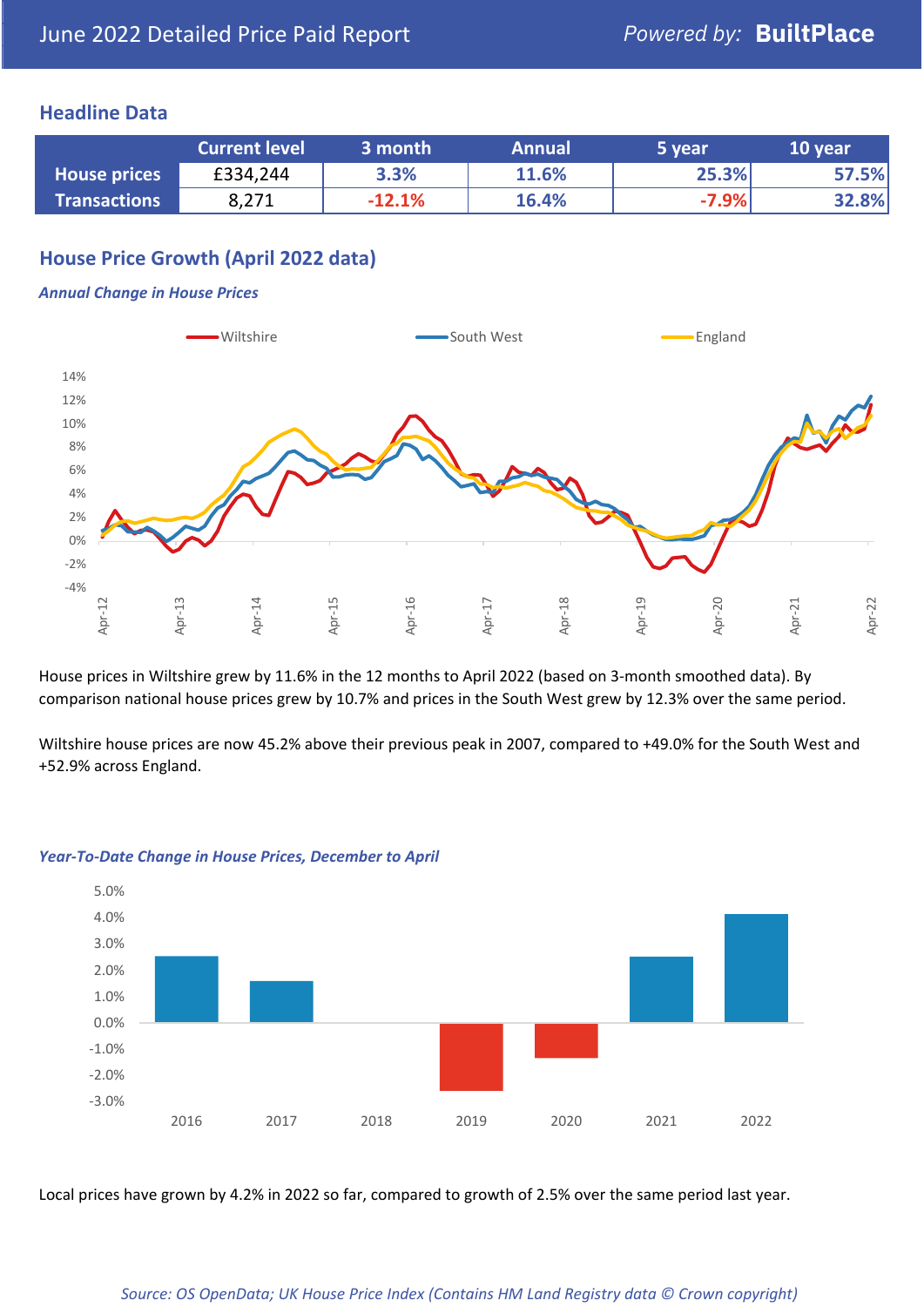June 2022 Detailed Price Paid Report

## Headline Data

| | Current level | 3 month | Annual | 5 year | 10 year |
|---|---|---|---|---|---|
| House prices | £334,244 | 3.3% | 11.6% | 25.3% | 57.5% |
| Transactions | 8,271 | -12.1% | 16.4% | -7.9% | 32.8% |

## House Price Growth (April 2022 data)

*Annual Change in House Prices*

House prices in Wiltshire grew by 11.6% in the 12 months to April 2022 (based on 3-month smoothed data). By comparison national house prices grew by 10.7% and prices in the South West grew by 12.3% over the same period.

Wiltshire house prices are now 45.2% above their previous peak in 2007, compared to +49.0% for the South West and +52.9% across England.

*Year-To-Date Change in House Prices, December to April*

Local prices have grown by 4.2% in 2022 so far, compared to growth of 2.5% over the same period last year.

*Source: OS OpenData; UK House Price Index (Contains HM Land Registry data © Crown copyright)*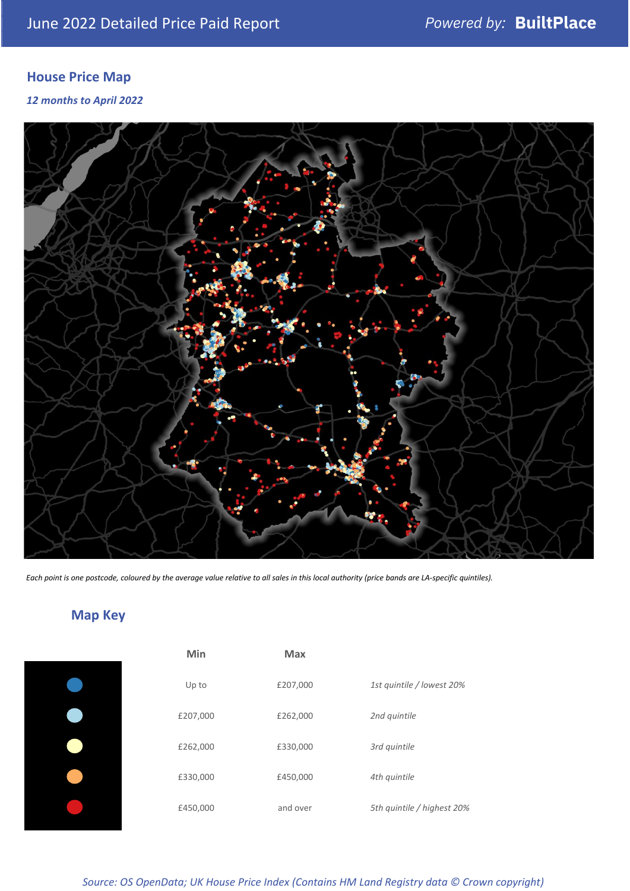June 2022 Detailed Price Paid Report

*Powered by:* **BuiltPlace**

## House Price Map

*12 months to April 2022*

*Each point is one postcode, coloured by the average value relative to all sales in this local authority (price bands are LA-specific quintiles).*

## Map Key

| Min | Max | |
|---|---|---|
| Up to | £207,000 | *1st quintile / lowest 20%* |
| £207,000 | £262,000 | *2nd quintile* |
| £262,000 | £330,000 | *3rd quintile* |
| £330,000 | £450,000 | *4th quintile* |
| £450,000 | and over | *5th quintile / highest 20%* |

*Source: OS OpenData; UK House Price Index (Contains HM Land Registry data © Crown copyright)*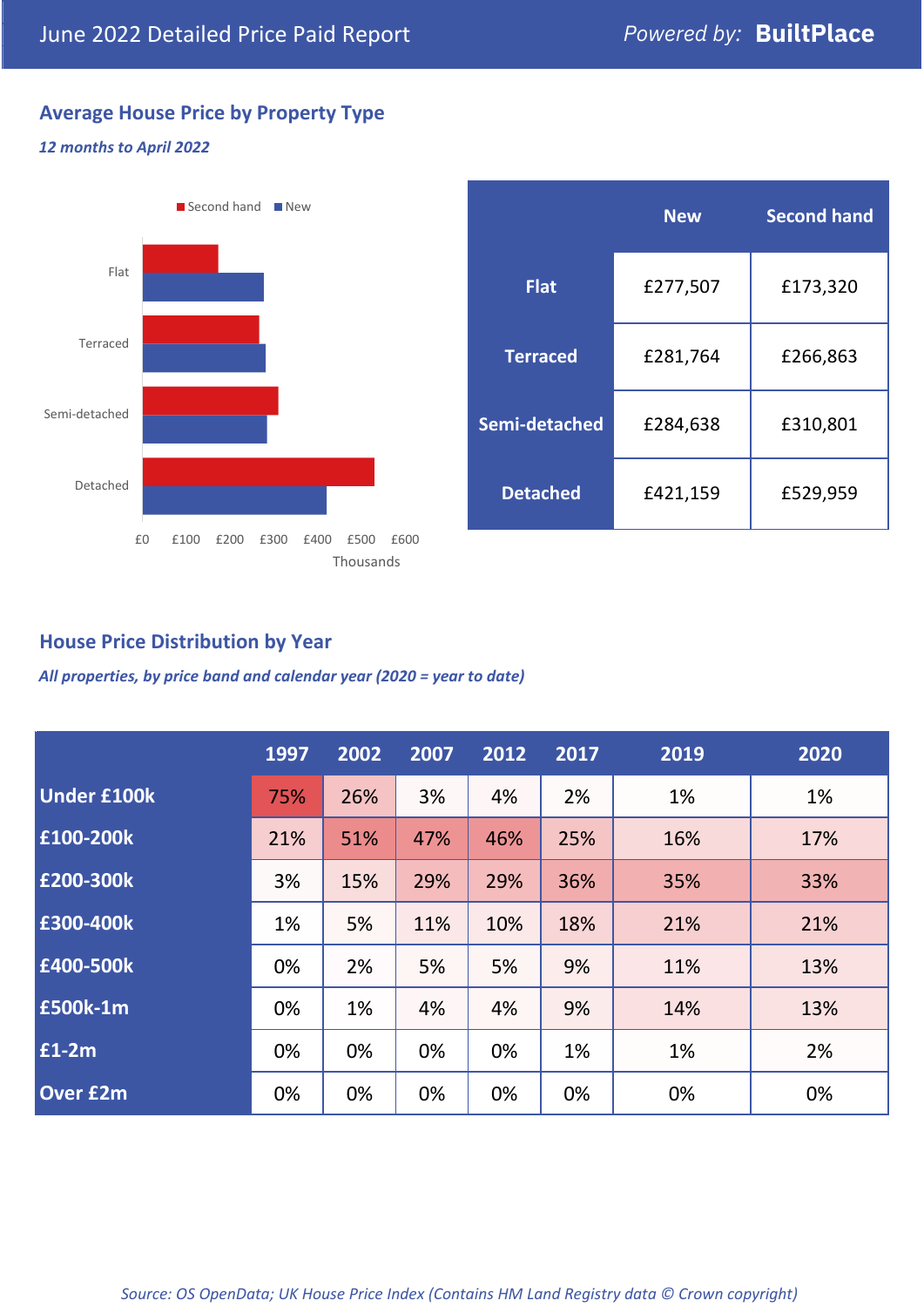June 2022 Detailed Price Paid Report — Powered by: **BuiltPlace**

## Average House Price by Property Type

*12 months to April 2022*

Second hand ■ New ■

Flat

Terraced

Semi-detached

Detached

£0 £100 £200 £300 £400 £500 £600

Thousands

| | New | Second hand |
|---|---|---|
| **Flat** | £277,507 | £173,320 |
| **Terraced** | £281,764 | £266,863 |
| **Semi-detached** | £284,638 | £310,801 |
| **Detached** | £421,159 | £529,959 |

## House Price Distribution by Year

*All properties, by price band and calendar year (2020 = year to date)*

| | 1997 | 2002 | 2007 | 2012 | 2017 | 2019 | 2020 |
|---|---|---|---|---|---|---|---|
| **Under £100k** | 75% | 26% | 3% | 4% | 2% | 1% | 1% |
| **£100-200k** | 21% | 51% | 47% | 46% | 25% | 16% | 17% |
| **£200-300k** | 3% | 15% | 29% | 29% | 36% | 35% | 33% |
| **£300-400k** | 1% | 5% | 11% | 10% | 18% | 21% | 21% |
| **£400-500k** | 0% | 2% | 5% | 5% | 9% | 11% | 13% |
| **£500k-1m** | 0% | 1% | 4% | 4% | 9% | 14% | 13% |
| **£1-2m** | 0% | 0% | 0% | 0% | 1% | 1% | 2% |
| **Over £2m** | 0% | 0% | 0% | 0% | 0% | 0% | 0% |

*Source: OS OpenData; UK House Price Index (Contains HM Land Registry data © Crown copyright)*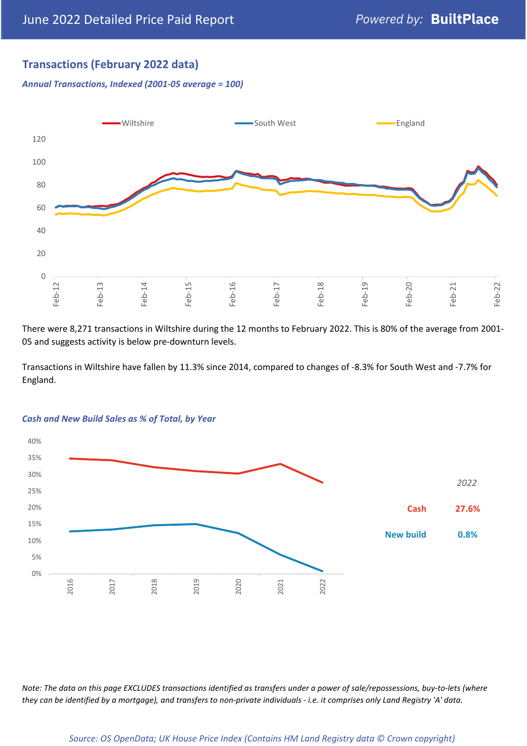## Transactions (February 2022 data)

*Annual Transactions, Indexed (2001-05 average = 100)*

There were 8,271 transactions in Wiltshire during the 12 months to February 2022. This is 80% of the average from 2001-05 and suggests activity is below pre-downturn levels.

Transactions in Wiltshire have fallen by 11.3% since 2014, compared to changes of -8.3% for South West and -7.7% for England.

*Cash and New Build Sales as % of Total, by Year*

*2022*

| | |
|---|---|
| Cash | 27.6% |
| New build | 0.8% |

*Note: The data on this page EXCLUDES transactions identified as transfers under a power of sale/repossessions, buy-to-lets (where they can be identified by a mortgage), and transfers to non-private individuals - i.e. it comprises only Land Registry 'A' data.*

*Source: OS OpenData; UK House Price Index (Contains HM Land Registry data © Crown copyright)*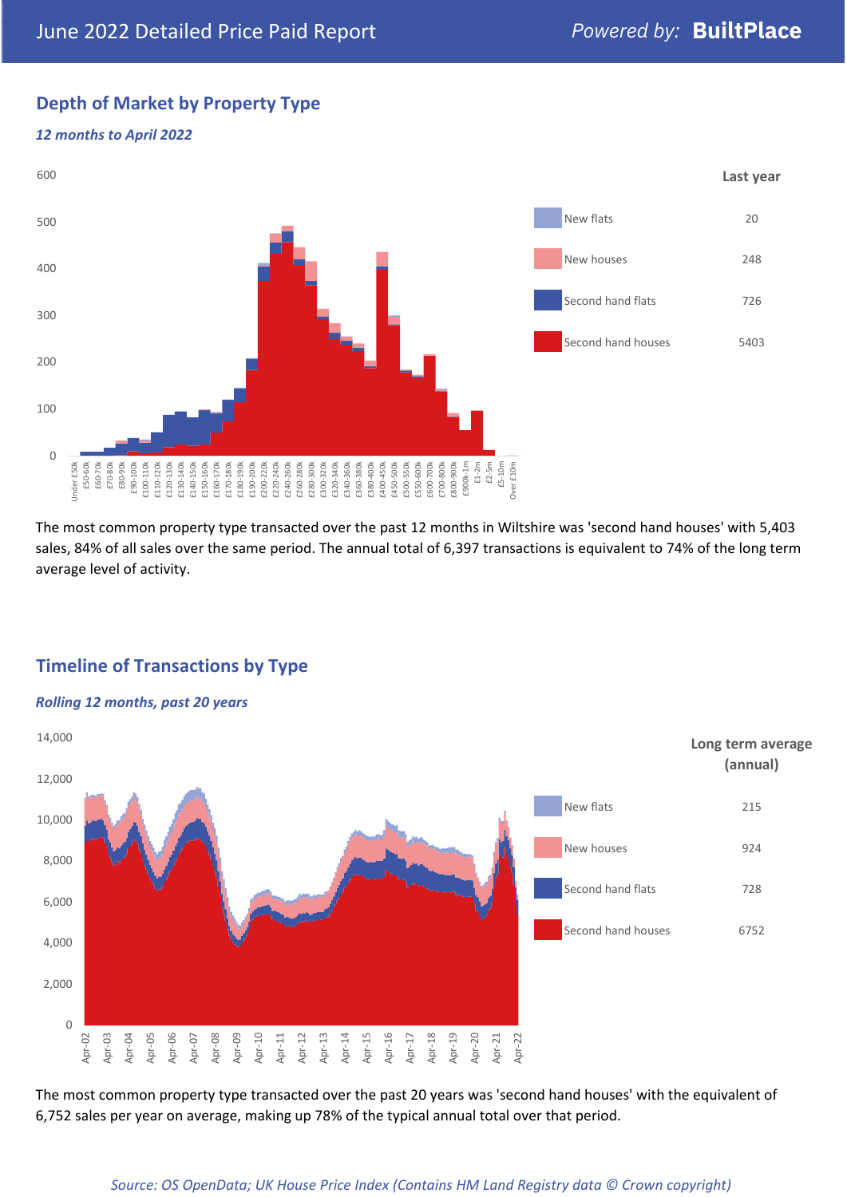June 2022 Detailed Price Paid Report

*Powered by:* **BuiltPlace**

## Depth of Market by Property Type

***12 months to April 2022***

600
500
400
300
200
100
0

Under £50k, £50-60k, £60-70k, £70-80k, £80-90k, £90-100k, £100-110k, £110-120k, £120-130k, £130-140k, £140-150k, £150-160k, £160-170k, £170-180k, £180-190k, £190-200k, £200-220k, £220-240k, £240-260k, £260-280k, £280-300k, £300-320k, £320-340k, £340-360k, £360-380k, £380-400k, £400-450k, £450-500k, £500-550k, £550-600k, £600-700k, £700-800k, £800-900k, £900k-1m, £1-2m, £2-5m, £5-10m, Over £10m

**Last year**

New flats 20
New houses 248
Second hand flats 726
Second hand houses 5403

The most common property type transacted over the past 12 months in Wiltshire was 'second hand houses' with 5,403 sales, 84% of all sales over the same period. The annual total of 6,397 transactions is equivalent to 74% of the long term average level of activity.

## Timeline of Transactions by Type

***Rolling 12 months, past 20 years***

14,000
12,000
10,000
8,000
6,000
4,000
2,000
0

Apr-02, Apr-03, Apr-04, Apr-05, Apr-06, Apr-07, Apr-08, Apr-09, Apr-10, Apr-11, Apr-12, Apr-13, Apr-14, Apr-15, Apr-16, Apr-17, Apr-18, Apr-19, Apr-20, Apr-21, Apr-22

**Long term average (annual)**

New flats 215
New houses 924
Second hand flats 728
Second hand houses 6752

The most common property type transacted over the past 20 years was 'second hand houses' with the equivalent of 6,752 sales per year on average, making up 78% of the typical annual total over that period.

*Source: OS OpenData; UK House Price Index (Contains HM Land Registry data © Crown copyright)*